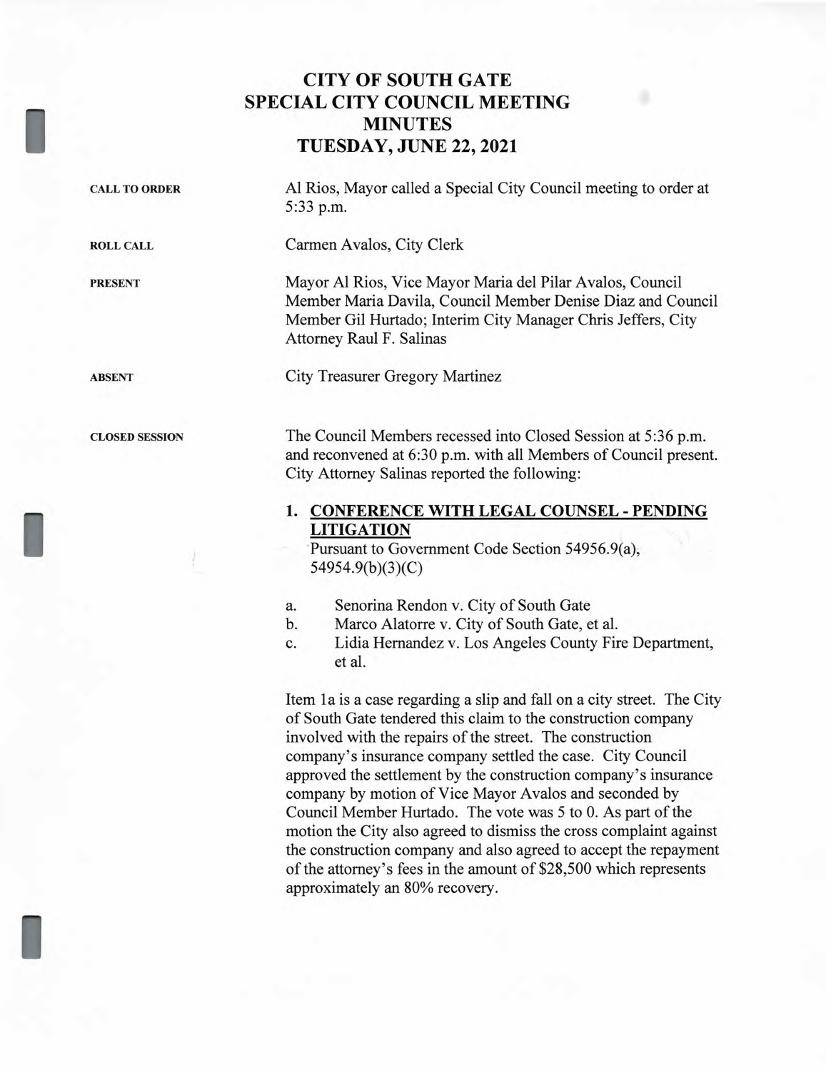# CITY OF SOUTH GATE
# SPECIAL CITY COUNCIL MEETING
# MINUTES
# TUESDAY, JUNE 22, 2021

**CALL TO ORDER**

Al Rios, Mayor called a Special City Council meeting to order at 5:33 p.m.

**ROLL CALL**

Carmen Avalos, City Clerk

**PRESENT**

Mayor Al Rios, Vice Mayor Maria del Pilar Avalos, Council Member Maria Davila, Council Member Denise Diaz and Council Member Gil Hurtado; Interim City Manager Chris Jeffers, City Attorney Raul F. Salinas

**ABSENT**

City Treasurer Gregory Martinez

**CLOSED SESSION**

The Council Members recessed into Closed Session at 5:36 p.m. and reconvened at 6:30 p.m. with all Members of Council present. City Attorney Salinas reported the following:

**1. CONFERENCE WITH LEGAL COUNSEL - PENDING LITIGATION**

Pursuant to Government Code Section 54956.9(a), 54954.9(b)(3)(C)

a. Senorina Rendon v. City of South Gate
b. Marco Alatorre v. City of South Gate, et al.
c. Lidia Hernandez v. Los Angeles County Fire Department, et al.

Item 1a is a case regarding a slip and fall on a city street. The City of South Gate tendered this claim to the construction company involved with the repairs of the street. The construction company's insurance company settled the case. City Council approved the settlement by the construction company's insurance company by motion of Vice Mayor Avalos and seconded by Council Member Hurtado. The vote was 5 to 0. As part of the motion the City also agreed to dismiss the cross complaint against the construction company and also agreed to accept the repayment of the attorney's fees in the amount of $28,500 which represents approximately an 80% recovery.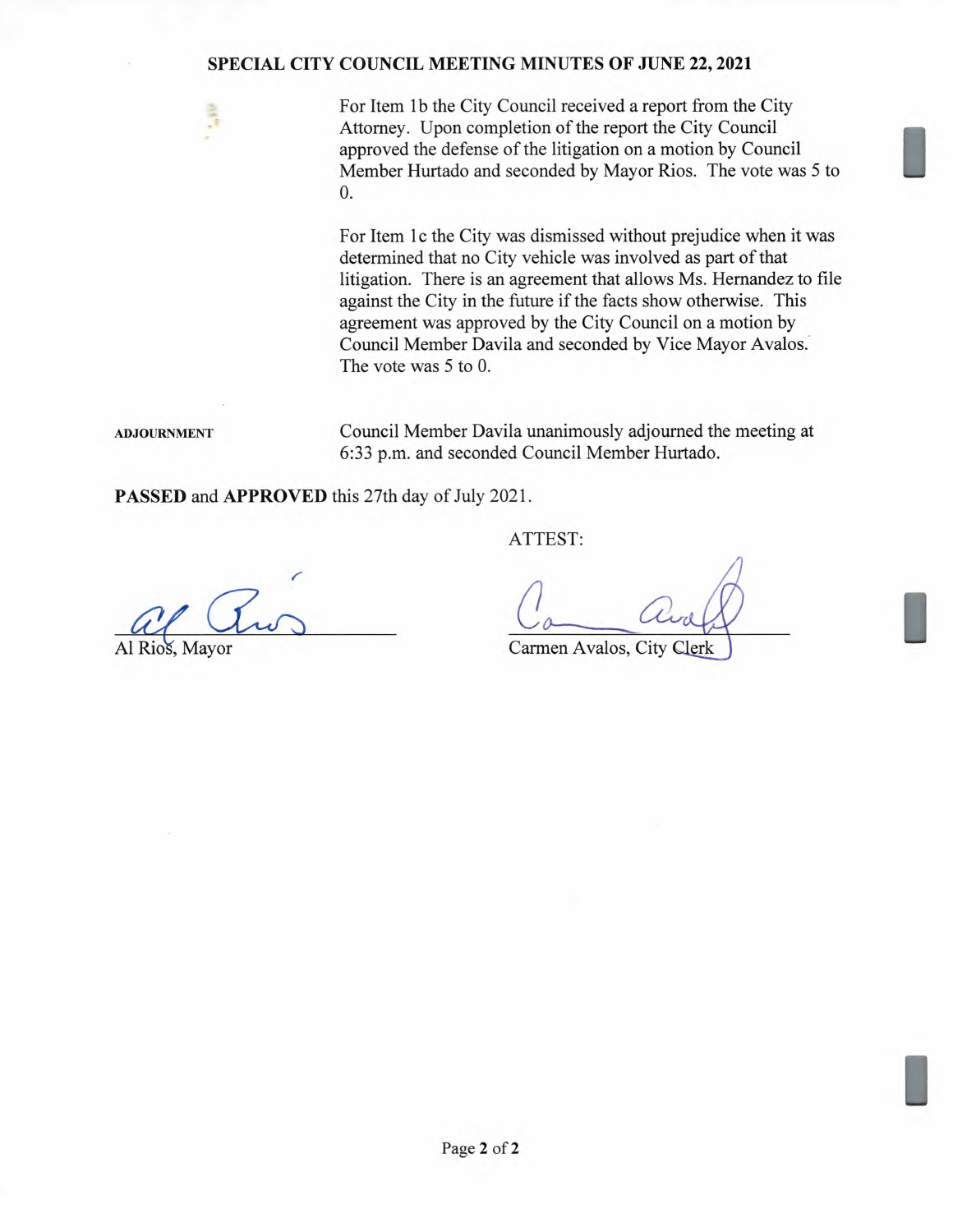**SPECIAL CITY COUNCIL MEETING MINUTES OF JUNE 22, 2021**

For Item 1b the City Council received a report from the City Attorney. Upon completion of the report the City Council approved the defense of the litigation on a motion by Council Member Hurtado and seconded by Mayor Rios. The vote was 5 to 0.

For Item 1c the City was dismissed without prejudice when it was determined that no City vehicle was involved as part of that litigation. There is an agreement that allows Ms. Hernandez to file against the City in the future if the facts show otherwise. This agreement was approved by the City Council on a motion by Council Member Davila and seconded by Vice Mayor Avalos. The vote was 5 to 0.

**ADJOURNMENT**

Council Member Davila unanimously adjourned the meeting at 6:33 p.m. and seconded Council Member Hurtado.

**PASSED** and **APPROVED** this 27th day of July 2021.

ATTEST:

Al Rios, Mayor

Carmen Avalos, City Clerk